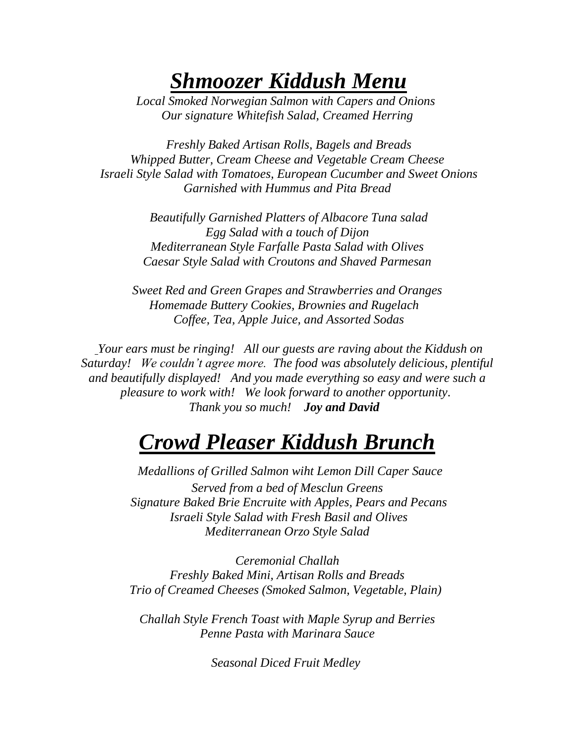# ***Shmoozer Kiddush Menu***

*Local Smoked Norwegian Salmon with Capers and Onions*
*Our signature Whitefish Salad, Creamed Herring*

*Freshly Baked Artisan Rolls, Bagels and Breads*
*Whipped Butter, Cream Cheese and Vegetable Cream Cheese*
*Israeli Style Salad with Tomatoes, European Cucumber and Sweet Onions*
*Garnished with Hummus and Pita Bread*

*Beautifully Garnished Platters of Albacore Tuna salad*
*Egg Salad with a touch of Dijon*
*Mediterranean Style Farfalle Pasta Salad with Olives*
*Caesar Style Salad with Croutons and Shaved Parmesan*

*Sweet Red and Green Grapes and Strawberries and Oranges*
*Homemade Buttery Cookies, Brownies and Rugelach*
*Coffee, Tea, Apple Juice, and Assorted Sodas*

*Your ears must be ringing! All our guests are raving about the Kiddush on Saturday! We couldn't agree more. The food was absolutely delicious, plentiful and beautifully displayed! And you made everything so easy and were such a pleasure to work with! We look forward to another opportunity. Thank you so much!* ***Joy and David***

# ***Crowd Pleaser Kiddush Brunch***

*Medallions of Grilled Salmon wiht Lemon Dill Caper Sauce*
*Served from a bed of Mesclun Greens*
*Signature Baked Brie Encruite with Apples, Pears and Pecans*
*Israeli Style Salad with Fresh Basil and Olives*
*Mediterranean Orzo Style Salad*

*Ceremonial Challah*
*Freshly Baked Mini, Artisan Rolls and Breads*
*Trio of Creamed Cheeses (Smoked Salmon, Vegetable, Plain)*

*Challah Style French Toast with Maple Syrup and Berries*
*Penne Pasta with Marinara Sauce*

*Seasonal Diced Fruit Medley*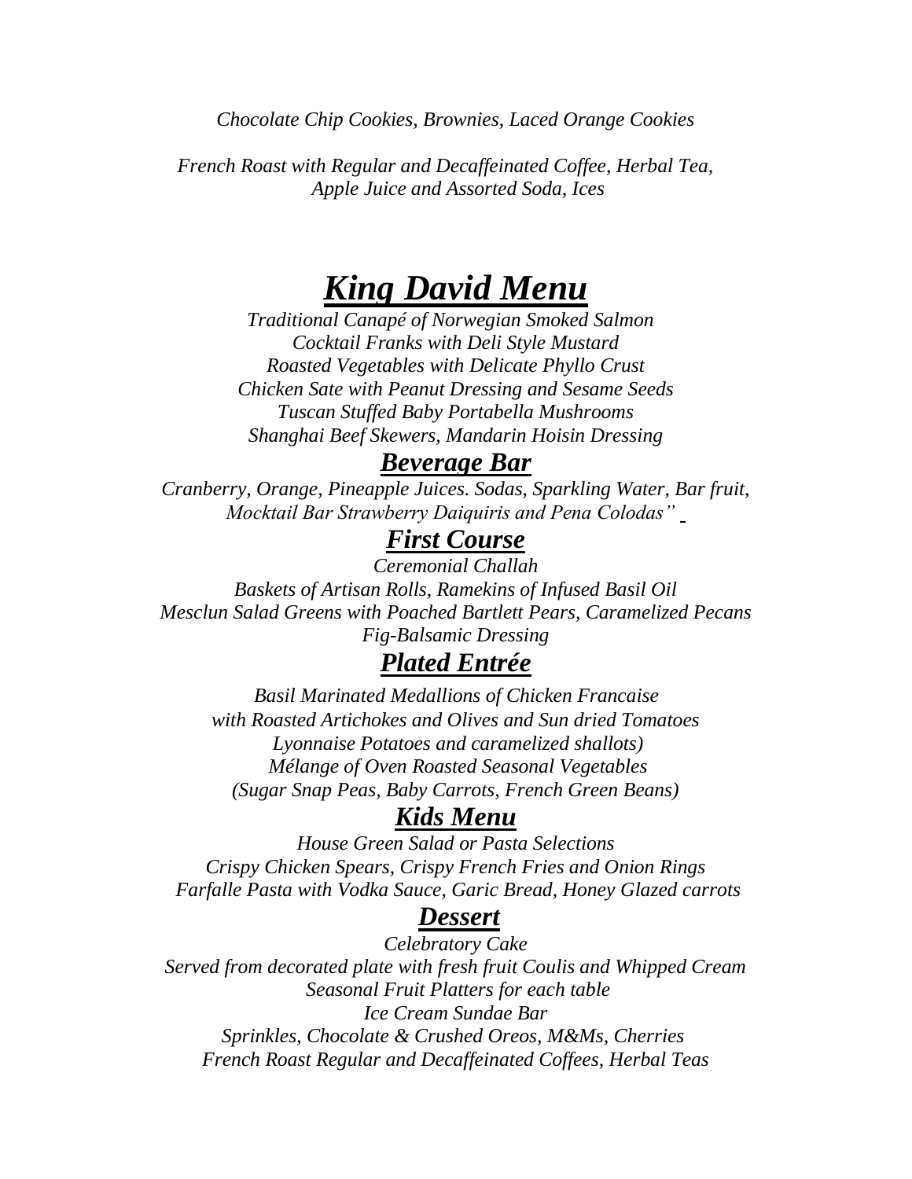*Chocolate Chip Cookies, Brownies, Laced Orange Cookies*

*French Roast with Regular and Decaffeinated Coffee, Herbal Tea, Apple Juice and Assorted Soda, Ices*

# ***King David Menu***

*Traditional Canapé of Norwegian Smoked Salmon*
*Cocktail Franks with Deli Style Mustard*
*Roasted Vegetables with Delicate Phyllo Crust*
*Chicken Sate with Peanut Dressing and Sesame Seeds*
*Tuscan Stuffed Baby Portabella Mushrooms*
*Shanghai Beef Skewers, Mandarin Hoisin Dressing*

## ***Beverage Bar***

*Cranberry, Orange, Pineapple Juices. Sodas, Sparkling Water, Bar fruit, Mocktail Bar Strawberry Daiquiris and Pena Colodas"*

## ***First Course***

*Ceremonial Challah*
*Baskets of Artisan Rolls, Ramekins of Infused Basil Oil*
*Mesclun Salad Greens with Poached Bartlett Pears, Caramelized Pecans*
*Fig-Balsamic Dressing*

## ***Plated Entrée***

*Basil Marinated Medallions of Chicken Francaise*
*with Roasted Artichokes and Olives and Sun dried Tomatoes*
*Lyonnaise Potatoes and caramelized shallots)*
*Mélange of Oven Roasted Seasonal Vegetables*
*(Sugar Snap Peas, Baby Carrots, French Green Beans)*

## ***Kids Menu***

*House Green Salad or Pasta Selections*
*Crispy Chicken Spears, Crispy French Fries and Onion Rings*
*Farfalle Pasta with Vodka Sauce, Garic Bread, Honey Glazed carrots*

## ***Dessert***

*Celebratory Cake*
*Served from decorated plate with fresh fruit Coulis and Whipped Cream*
*Seasonal Fruit Platters for each table*
*Ice Cream Sundae Bar*
*Sprinkles, Chocolate & Crushed Oreos, M&Ms, Cherries*
*French Roast Regular and Decaffeinated Coffees, Herbal Teas*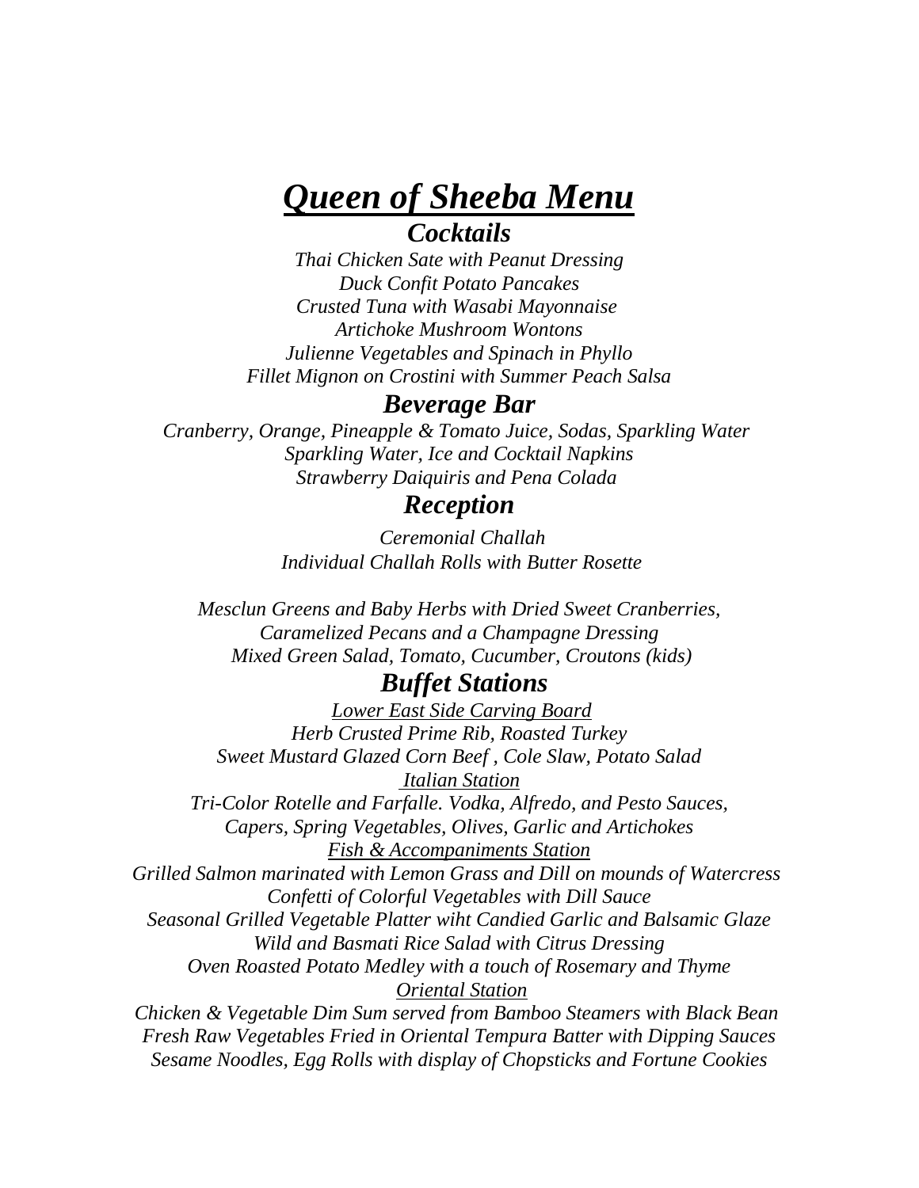# ***Queen of Sheeba Menu***

## ***Cocktails***

*Thai Chicken Sate with Peanut Dressing*
*Duck Confit Potato Pancakes*
*Crusted Tuna with Wasabi Mayonnaise*
*Artichoke Mushroom Wontons*
*Julienne Vegetables and Spinach in Phyllo*
*Fillet Mignon on Crostini with Summer Peach Salsa*

## ***Beverage Bar***

*Cranberry, Orange, Pineapple & Tomato Juice, Sodas, Sparkling Water*
*Sparkling Water, Ice and Cocktail Napkins*
*Strawberry Daiquiris and Pena Colada*

## ***Reception***

*Ceremonial Challah*
*Individual Challah Rolls with Butter Rosette*

*Mesclun Greens and Baby Herbs with Dried Sweet Cranberries,*
*Caramelized Pecans and a Champagne Dressing*
*Mixed Green Salad, Tomato, Cucumber, Croutons (kids)*

## ***Buffet Stations***

*Lower East Side Carving Board*

*Herb Crusted Prime Rib, Roasted Turkey*
*Sweet Mustard Glazed Corn Beef , Cole Slaw, Potato Salad*

*Italian Station*

*Tri-Color Rotelle and Farfalle. Vodka, Alfredo, and Pesto Sauces,*
*Capers, Spring Vegetables, Olives, Garlic and Artichokes*

*Fish & Accompaniments Station*

*Grilled Salmon marinated with Lemon Grass and Dill on mounds of Watercress*
*Confetti of Colorful Vegetables with Dill Sauce*
*Seasonal Grilled Vegetable Platter wiht Candied Garlic and Balsamic Glaze*
*Wild and Basmati Rice Salad with Citrus Dressing*
*Oven Roasted Potato Medley with a touch of Rosemary and Thyme*

*Oriental Station*

*Chicken & Vegetable Dim Sum served from Bamboo Steamers with Black Bean*
*Fresh Raw Vegetables Fried in Oriental Tempura Batter with Dipping Sauces*
*Sesame Noodles, Egg Rolls with display of Chopsticks and Fortune Cookies*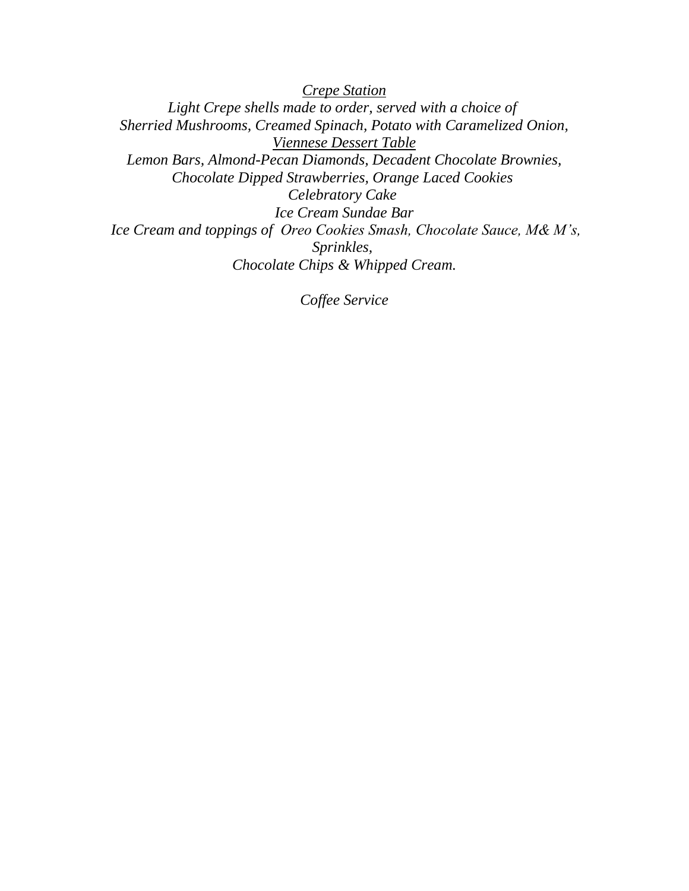*<u>Crepe Station</u>*

*Light Crepe shells made to order, served with a choice of*
*Sherried Mushrooms, Creamed Spinach, Potato with Caramelized Onion,*

*<u>Viennese Dessert Table</u>*

*Lemon Bars, Almond-Pecan Diamonds, Decadent Chocolate Brownies,*
*Chocolate Dipped Strawberries, Orange Laced Cookies*

*Celebratory Cake*

*Ice Cream Sundae Bar*

*Ice Cream and toppings of Oreo Cookies Smash, Chocolate Sauce, M& M's,*
*Sprinkles,*
*Chocolate Chips & Whipped Cream.*

*Coffee Service*